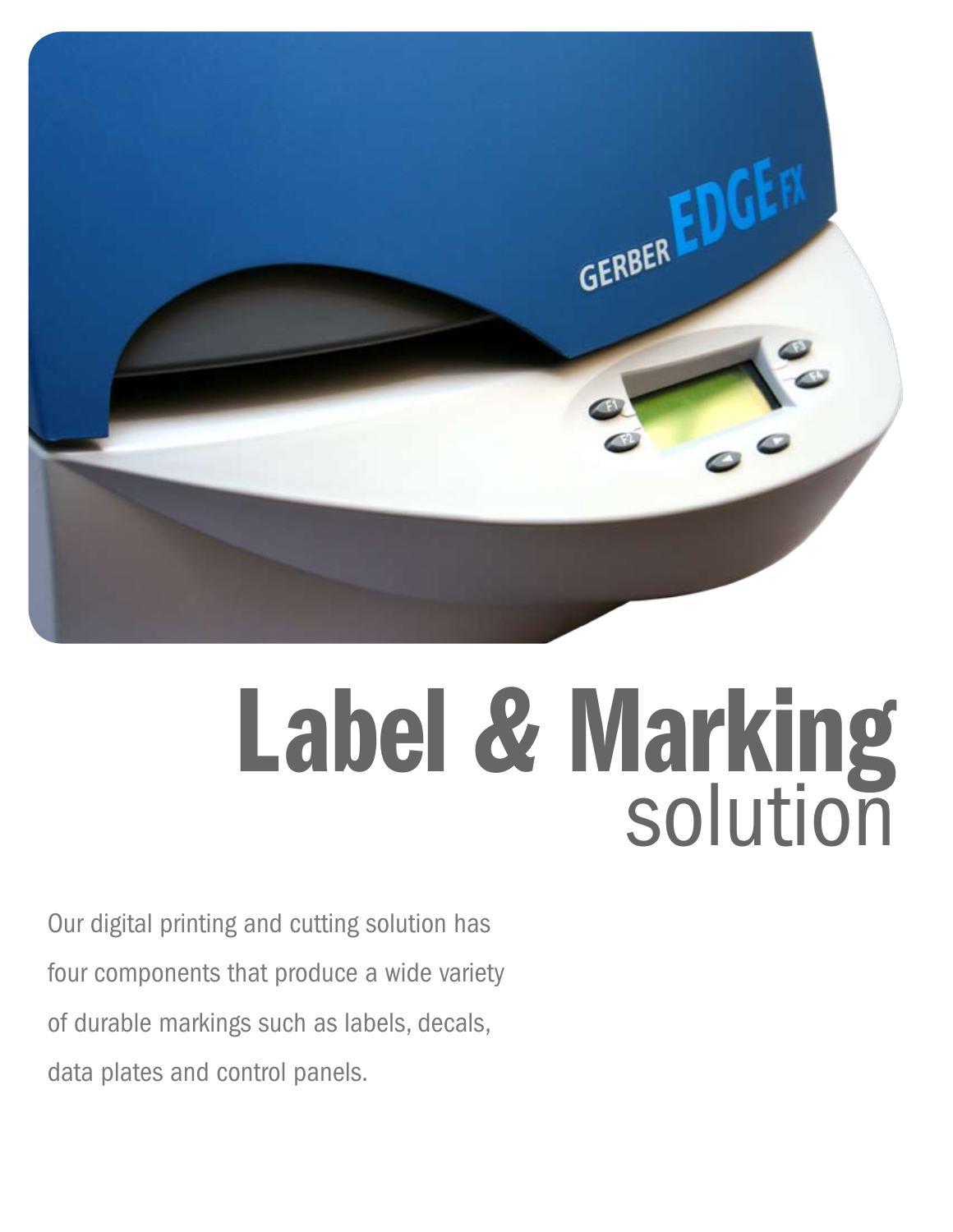# Label & Marking
## solution

Our digital printing and cutting solution has four components that produce a wide variety of durable markings such as labels, decals, data plates and control panels.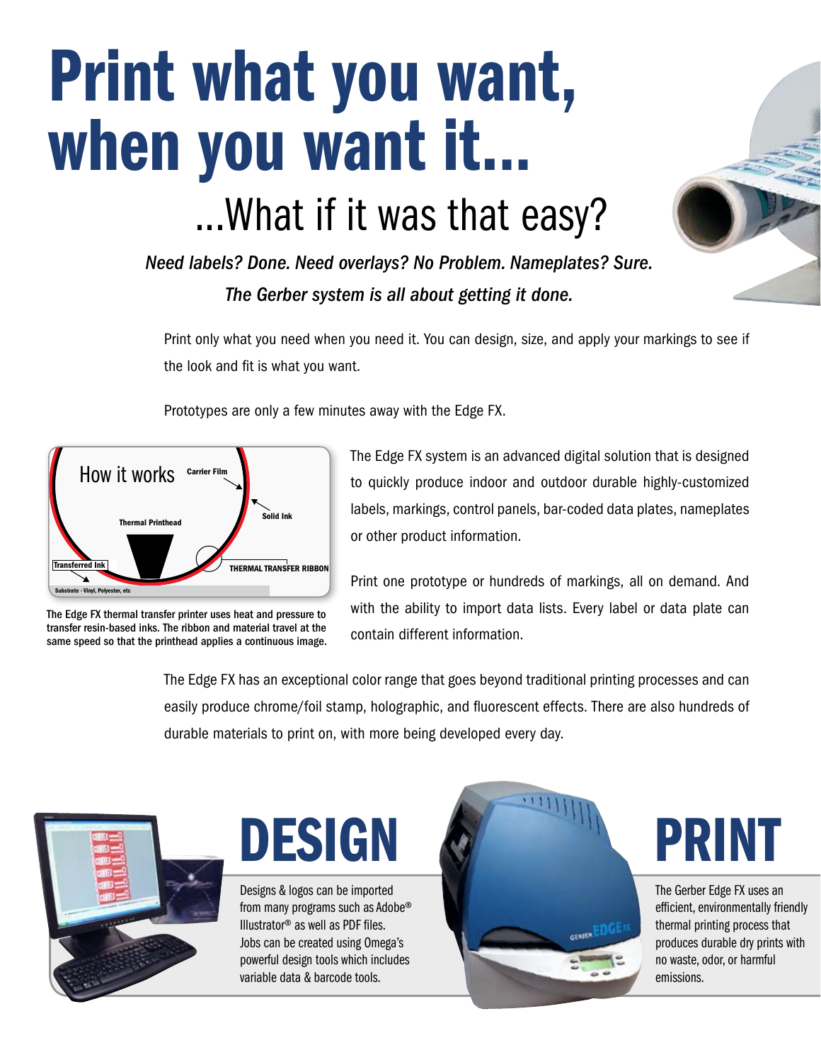# Print what you want, when you want it...

## ...What if it was that easy?

*Need labels? Done. Need overlays? No Problem. Nameplates? Sure.*

*The Gerber system is all about getting it done.*

Print only what you need when you need it. You can design, size, and apply your markings to see if the look and fit is what you want.

Prototypes are only a few minutes away with the Edge FX.

How it works

Carrier Film

Solid Ink

Thermal Printhead

Transferred Ink

THERMAL TRANSFER RIBBON

Substrate - Vinyl, Polyester, etc

The Edge FX thermal transfer printer uses heat and pressure to transfer resin-based inks. The ribbon and material travel at the same speed so that the printhead applies a continuous image.

The Edge FX system is an advanced digital solution that is designed to quickly produce indoor and outdoor durable highly-customized labels, markings, control panels, bar-coded data plates, nameplates or other product information.

Print one prototype or hundreds of markings, all on demand. And with the ability to import data lists. Every label or data plate can contain different information.

The Edge FX has an exceptional color range that goes beyond traditional printing processes and can easily produce chrome/foil stamp, holographic, and fluorescent effects. There are also hundreds of durable materials to print on, with more being developed every day.

## DESIGN

Designs & logos can be imported from many programs such as Adobe® Illustrator® as well as PDF files. Jobs can be created using Omega's powerful design tools which includes variable data & barcode tools.

## PRINT

The Gerber Edge FX uses an efficient, environmentally friendly thermal printing process that produces durable dry prints with no waste, odor, or harmful emissions.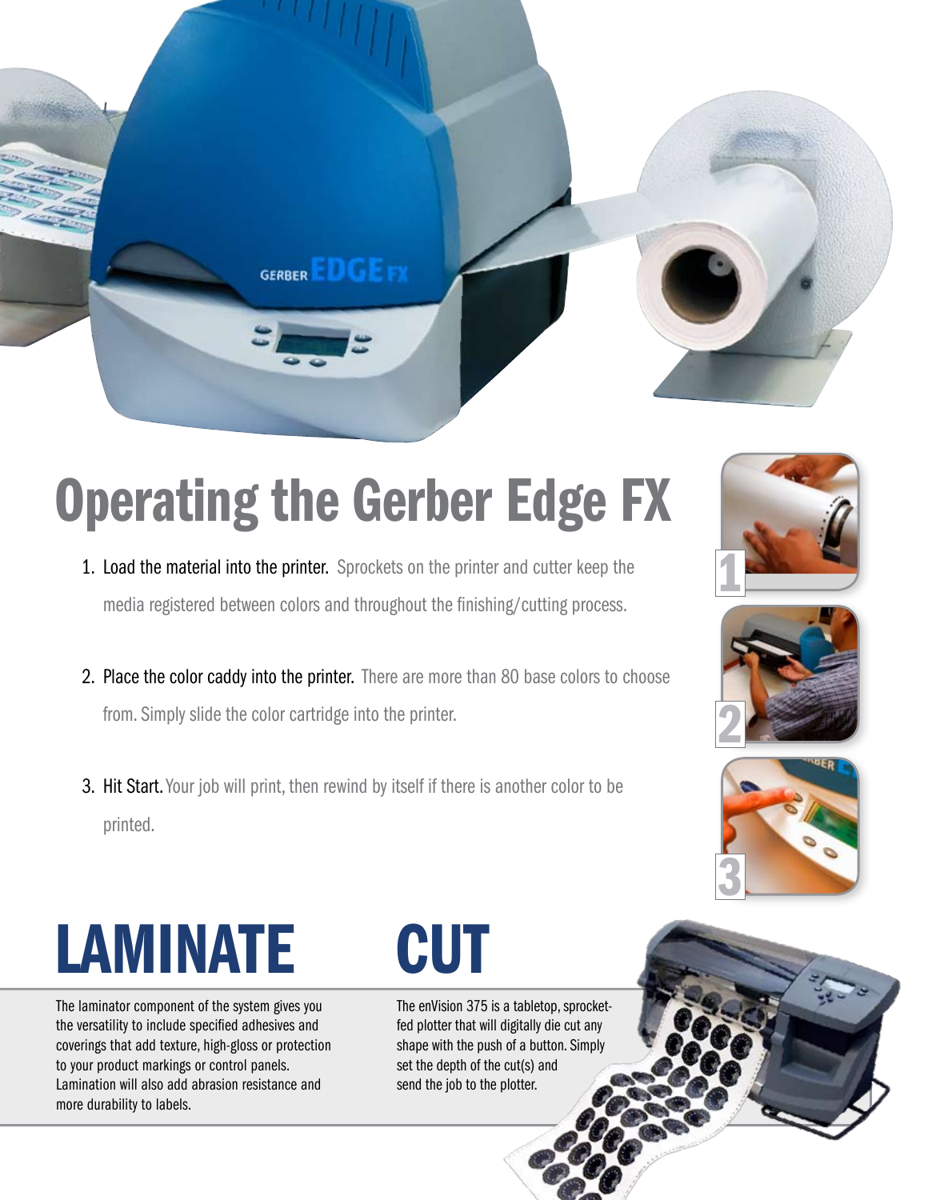# Operating the Gerber Edge FX

1. Load the material into the printer. Sprockets on the printer and cutter keep the media registered between colors and throughout the finishing/cutting process.

2. Place the color caddy into the printer. There are more than 80 base colors to choose from. Simply slide the color cartridge into the printer.

3. Hit Start. Your job will print, then rewind by itself if there is another color to be printed.

## LAMINATE

The laminator component of the system gives you the versatility to include specified adhesives and coverings that add texture, high-gloss or protection to your product markings or control panels. Lamination will also add abrasion resistance and more durability to labels.

## CUT

The enVision 375 is a tabletop, sprocket-fed plotter that will digitally die cut any shape with the push of a button. Simply set the depth of the cut(s) and send the job to the plotter.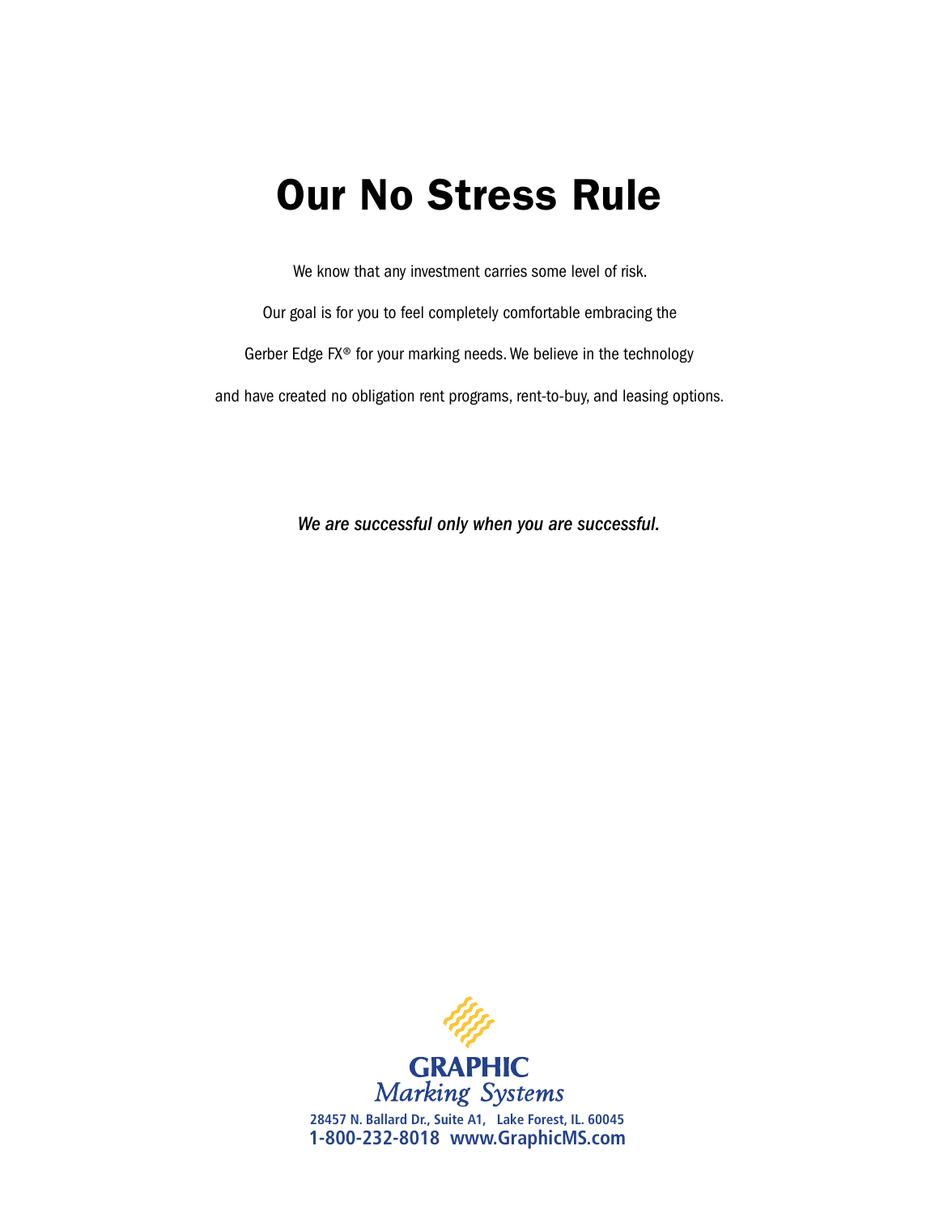# Our No Stress Rule

We know that any investment carries some level of risk.

Our goal is for you to feel completely comfortable embracing the Gerber Edge FX® for your marking needs. We believe in the technology and have created no obligation rent programs, rent-to-buy, and leasing options.

*We are successful only when you are successful.*

**GRAPHIC**
*Marking Systems*

**28457 N. Ballard Dr., Suite A1, Lake Forest, IL. 60045**
**1-800-232-8018 www.GraphicMS.com**